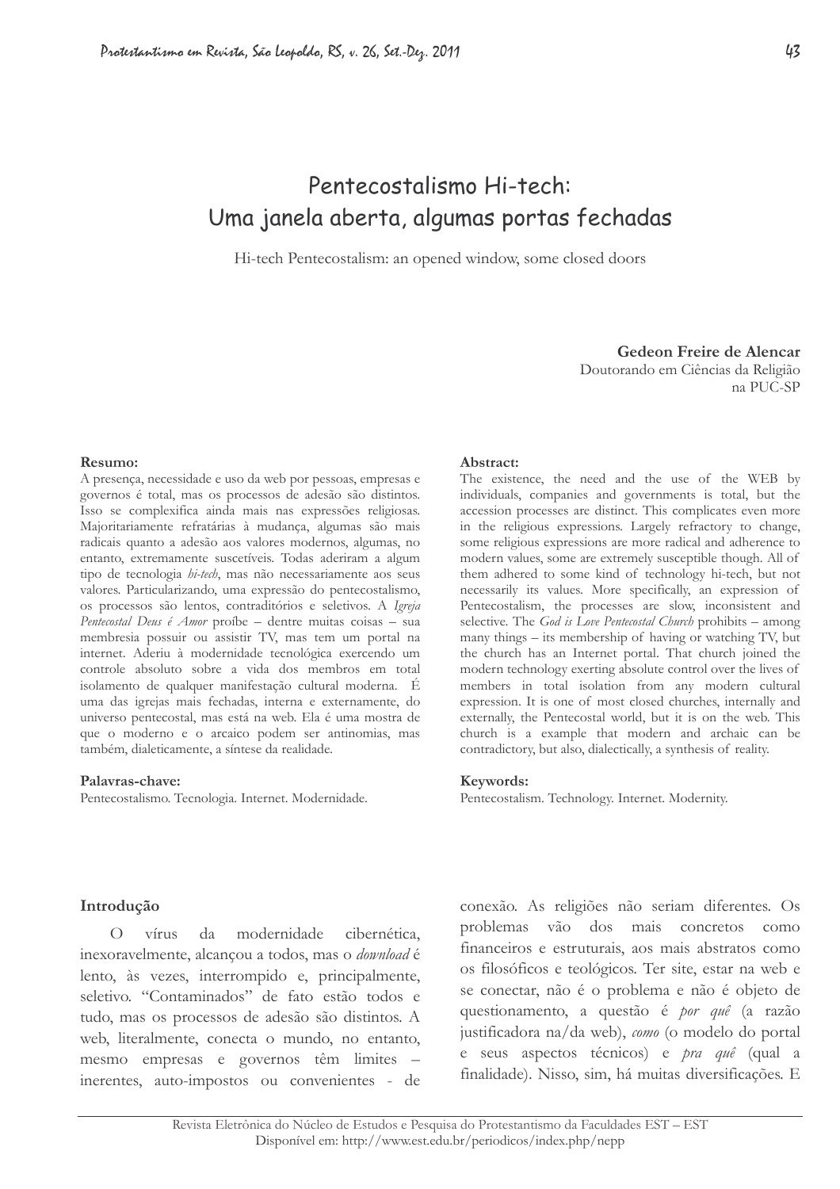# Pentecostalismo Hi-tech: Uma janela aberta, algumas portas fechadas

Hi-tech Pentecostalism: an opened window, some closed doors

**Gedeon Freire de Alencar**
Doutorando em Ciências da Religião na PUC-SP

**Resumo:**
A presença, necessidade e uso da web por pessoas, empresas e governos é total, mas os processos de adesão são distintos. Isso se complexifica ainda mais nas expressões religiosas. Majoritariamente refratárias à mudança, algumas são mais radicais quanto a adesão aos valores modernos, algumas, no entanto, extremamente suscetíveis. Todas aderiram a algum tipo de tecnologia *hi-tech*, mas não necessariamente aos seus valores. Particularizando, uma expressão do pentecostalismo, os processos são lentos, contraditórios e seletivos. A *Igreja Pentecostal Deus é Amor* proíbe – dentre muitas coisas – sua membresia possuir ou assistir TV, mas tem um portal na internet. Aderiu à modernidade tecnológica exercendo um controle absoluto sobre a vida dos membros em total isolamento de qualquer manifestação cultural moderna. É uma das igrejas mais fechadas, interna e externamente, do universo pentecostal, mas está na web. Ela é uma mostra de que o moderno e o arcaico podem ser antinomias, mas também, dialeticamente, a síntese da realidade.

**Palavras-chave:**
Pentecostalismo. Tecnologia. Internet. Modernidade.

**Abstract:**
The existence, the need and the use of the WEB by individuals, companies and governments is total, but the accession processes are distinct. This complicates even more in the religious expressions. Largely refractory to change, some religious expressions are more radical and adherence to modern values, some are extremely susceptible though. All of them adhered to some kind of technology hi-tech, but not necessarily its values. More specifically, an expression of Pentecostalism, the processes are slow, inconsistent and selective. The *God is Love Pentecostal Church* prohibits – among many things – its membership of having or watching TV, but the church has an Internet portal. That church joined the modern technology exerting absolute control over the lives of members in total isolation from any modern cultural expression. It is one of most closed churches, internally and externally, the Pentecostal world, but it is on the web. This church is a example that modern and archaic can be contradictory, but also, dialectically, a synthesis of reality.

**Keywords:**
Pentecostalism. Technology. Internet. Modernity.

## Introdução

O vírus da modernidade cibernética, inexoravelmente, alcançou a todos, mas o *download* é lento, às vezes, interrompido e, principalmente, seletivo. "Contaminados" de fato estão todos e tudo, mas os processos de adesão são distintos. A web, literalmente, conecta o mundo, no entanto, mesmo empresas e governos têm limites – inerentes, auto-impostos ou convenientes - de conexão. As religiões não seriam diferentes. Os problemas vão dos mais concretos como financeiros e estruturais, aos mais abstratos como os filosóficos e teológicos. Ter site, estar na web e se conectar, não é o problema e não é objeto de questionamento, a questão é *por quê* (a razão justificadora na/da web), *como* (o modelo do portal e seus aspectos técnicos) e *pra quê* (qual a finalidade). Nisso, sim, há muitas diversificações. E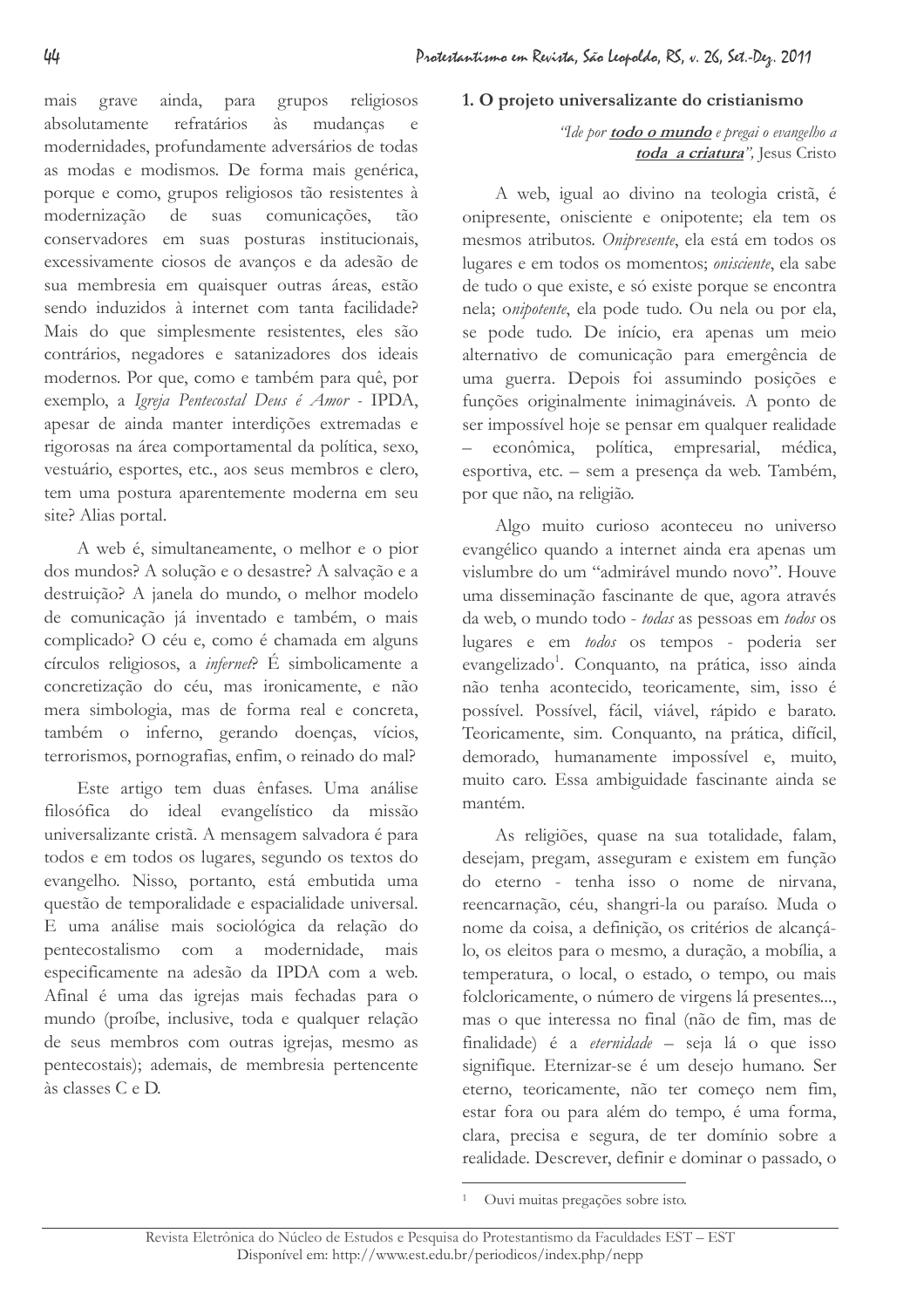mais grave ainda, para grupos religiosos absolutamente refratários às mudanças e modernidades, profundamente adversários de todas as modas e modismos. De forma mais genérica, porque e como, grupos religiosos tão resistentes à modernização de suas comunicações, tão conservadores em suas posturas institucionais, excessivamente ciosos de avanços e da adesão de sua membresia em quaisquer outras áreas, estão sendo induzidos à internet com tanta facilidade? Mais do que simplesmente resistentes, eles são contrários, negadores e satanizadores dos ideais modernos. Por que, como e também para quê, por exemplo, a *Igreja Pentecostal Deus é Amor* - IPDA, apesar de ainda manter interdições extremadas e rigorosas na área comportamental da política, sexo, vestuário, esportes, etc., aos seus membros e clero, tem uma postura aparentemente moderna em seu site? Alias portal.

A web é, simultaneamente, o melhor e o pior dos mundos? A solução e o desastre? A salvação e a destruição? A janela do mundo, o melhor modelo de comunicação já inventado e também, o mais complicado? O céu e, como é chamada em alguns círculos religiosos, a *infernet*? É simbolicamente a concretização do céu, mas ironicamente, e não mera simbologia, mas de forma real e concreta, também o inferno, gerando doenças, vícios, terrorismos, pornografias, enfim, o reinado do mal?

Este artigo tem duas ênfases. Uma análise filosófica do ideal evangelístico da missão universalizante cristã. A mensagem salvadora é para todos e em todos os lugares, segundo os textos do evangelho. Nisso, portanto, está embutida uma questão de temporalidade e espacialidade universal. E uma análise mais sociológica da relação do pentecostalismo com a modernidade, mais especificamente na adesão da IPDA com a web. Afinal é uma das igrejas mais fechadas para o mundo (proíbe, inclusive, toda e qualquer relação de seus membros com outras igrejas, mesmo as pentecostais); ademais, de membresia pertencente às classes C e D.

## 1. O projeto universalizante do cristianismo

> *"Ide por **todo o mundo** e pregai o evangelho a **toda a criatura**"*, Jesus Cristo

A web, igual ao divino na teologia cristã, é onipresente, onisciente e onipotente; ela tem os mesmos atributos. *Onipresente*, ela está em todos os lugares e em todos os momentos; *onisciente*, ela sabe de tudo o que existe, e só existe porque se encontra nela; o*nipotente*, ela pode tudo. Ou nela ou por ela, se pode tudo. De início, era apenas um meio alternativo de comunicação para emergência de uma guerra. Depois foi assumindo posições e funções originalmente inimagináveis. A ponto de ser impossível hoje se pensar em qualquer realidade – econômica, política, empresarial, médica, esportiva, etc. – sem a presença da web. Também, por que não, na religião.

Algo muito curioso aconteceu no universo evangélico quando a internet ainda era apenas um vislumbre do um "admirável mundo novo". Houve uma disseminação fascinante de que, agora através da web, o mundo todo - *todas* as pessoas em *todos* os lugares e em *todos* os tempos - poderia ser evangelizado[1]. Conquanto, na prática, isso ainda não tenha acontecido, teoricamente, sim, isso é possível. Possível, fácil, viável, rápido e barato. Teoricamente, sim. Conquanto, na prática, difícil, demorado, humanamente impossível e, muito, muito caro. Essa ambiguidade fascinante ainda se mantém.

As religiões, quase na sua totalidade, falam, desejam, pregam, asseguram e existem em função do eterno - tenha isso o nome de nirvana, reencarnação, céu, shangri-la ou paraíso. Muda o nome da coisa, a definição, os critérios de alcançá-lo, os eleitos para o mesmo, a duração, a mobília, a temperatura, o local, o estado, o tempo, ou mais folcloricamente, o número de virgens lá presentes..., mas o que interessa no final (não de fim, mas de finalidade) é a *eternidade* – seja lá o que isso signifique. Eternizar-se é um desejo humano. Ser eterno, teoricamente, não ter começo nem fim, estar fora ou para além do tempo, é uma forma, clara, precisa e segura, de ter domínio sobre a realidade. Descrever, definir e dominar o passado, o

[1] Ouvi muitas pregações sobre isto.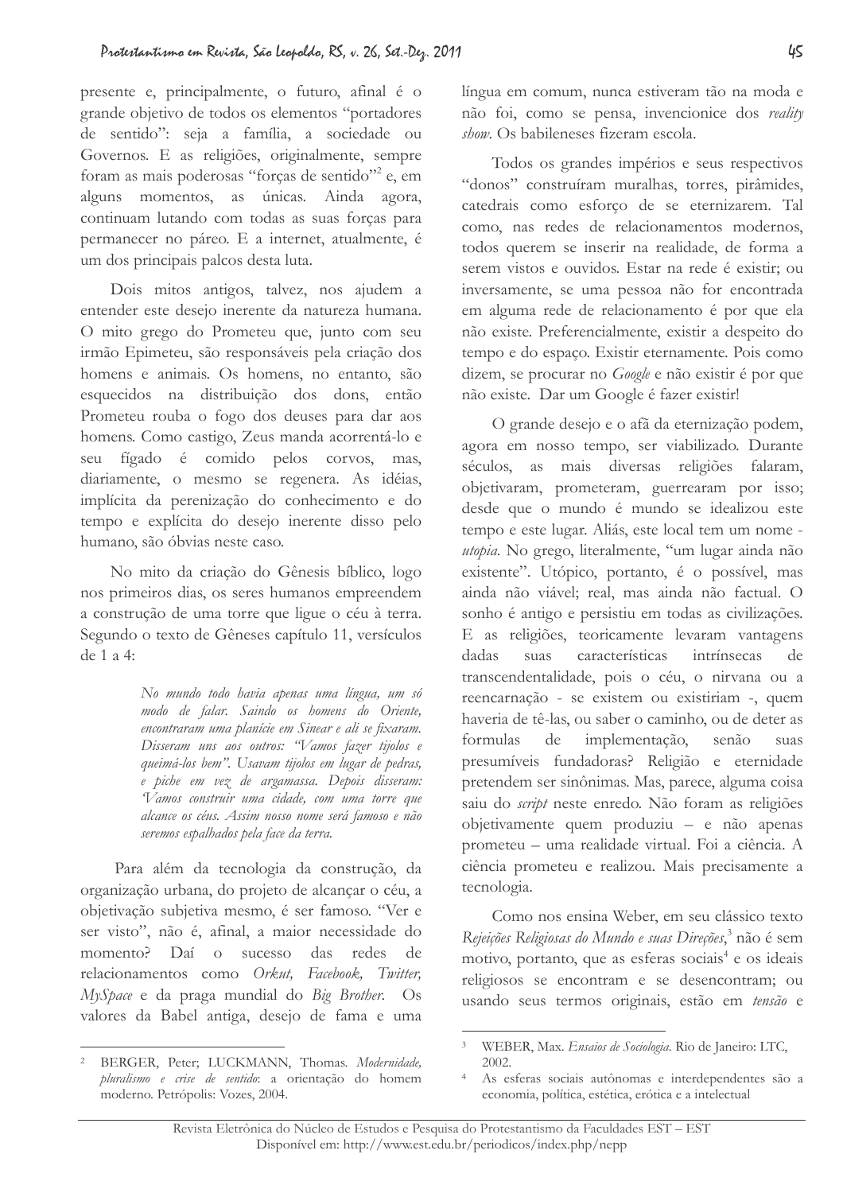presente e, principalmente, o futuro, afinal é o grande objetivo de todos os elementos "portadores de sentido": seja a família, a sociedade ou Governos. E as religiões, originalmente, sempre foram as mais poderosas "forças de sentido"[2] e, em alguns momentos, as únicas. Ainda agora, continuam lutando com todas as suas forças para permanecer no páreo. E a internet, atualmente, é um dos principais palcos desta luta.

Dois mitos antigos, talvez, nos ajudem a entender este desejo inerente da natureza humana. O mito grego do Prometeu que, junto com seu irmão Epimeteu, são responsáveis pela criação dos homens e animais. Os homens, no entanto, são esquecidos na distribuição dos dons, então Prometeu rouba o fogo dos deuses para dar aos homens. Como castigo, Zeus manda acorrentá-lo e seu fígado é comido pelos corvos, mas, diariamente, o mesmo se regenera. As idéias, implícita da perenização do conhecimento e do tempo e explícita do desejo inerente disso pelo humano, são óbvias neste caso.

No mito da criação do Gênesis bíblico, logo nos primeiros dias, os seres humanos empreendem a construção de uma torre que ligue o céu à terra. Segundo o texto de Gêneses capítulo 11, versículos de 1 a 4:

> *No mundo todo havia apenas uma língua, um só modo de falar. Saindo os homens do Oriente, encontraram uma planície em Sinear e ali se fixaram. Disseram uns aos outros: "Vamos fazer tijolos e queimá-los bem". Usavam tijolos em lugar de pedras, e piche em vez de argamassa. Depois disseram: 'Vamos construir uma cidade, com uma torre que alcance os céus. Assim nosso nome será famoso e não seremos espalhados pela face da terra.*

Para além da tecnologia da construção, da organização urbana, do projeto de alcançar o céu, a objetivação subjetiva mesmo, é ser famoso. "Ver e ser visto", não é, afinal, a maior necessidade do momento? Daí o sucesso das redes de relacionamentos como *Orkut, Facebook, Twitter, MySpace* e da praga mundial do *Big Brother*. Os valores da Babel antiga, desejo de fama e uma língua em comum, nunca estiveram tão na moda e não foi, como se pensa, invencionice dos *reality show*. Os babileneses fizeram escola.

Todos os grandes impérios e seus respectivos "donos" construíram muralhas, torres, pirâmides, catedrais como esforço de se eternizarem. Tal como, nas redes de relacionamentos modernos, todos querem se inserir na realidade, de forma a serem vistos e ouvidos. Estar na rede é existir; ou inversamente, se uma pessoa não for encontrada em alguma rede de relacionamento é por que ela não existe. Preferencialmente, existir a despeito do tempo e do espaço. Existir eternamente. Pois como dizem, se procurar no *Google* e não existir é por que não existe. Dar um Google é fazer existir!

O grande desejo e o afã da eternização podem, agora em nosso tempo, ser viabilizado. Durante séculos, as mais diversas religiões falaram, objetivaram, prometeram, guerrearam por isso; desde que o mundo é mundo se idealizou este tempo e este lugar. Aliás, este local tem um nome - *utopia*. No grego, literalmente, "um lugar ainda não existente". Utópico, portanto, é o possível, mas ainda não viável; real, mas ainda não factual. O sonho é antigo e persistiu em todas as civilizações. E as religiões, teoricamente levaram vantagens dadas suas características intrínsecas de transcendentalidade, pois o céu, o nirvana ou a reencarnação - se existem ou existiriam -, quem haveria de tê-las, ou saber o caminho, ou de deter as formulas de implementação, senão suas presumíveis fundadoras? Religião e eternidade pretendem ser sinônimas. Mas, parece, alguma coisa saiu do *script* neste enredo. Não foram as religiões objetivamente quem produziu – e não apenas prometeu – uma realidade virtual. Foi a ciência. A ciência prometeu e realizou. Mais precisamente a tecnologia.

Como nos ensina Weber, em seu clássico texto *Rejeições Religiosas do Mundo e suas Direções*,[3] não é sem motivo, portanto, que as esferas sociais[4] e os ideais religiosos se encontram e se desencontram; ou usando seus termos originais, estão em *tensão* e

---

[2] BERGER, Peter; LUCKMANN, Thomas. *Modernidade, pluralismo e crise de sentido*: a orientação do homem moderno. Petrópolis: Vozes, 2004.

[3] WEBER, Max. *Ensaios de Sociologia*. Rio de Janeiro: LTC, 2002.

[4] As esferas sociais autônomas e interdependentes são a economia, política, estética, erótica e a intelectual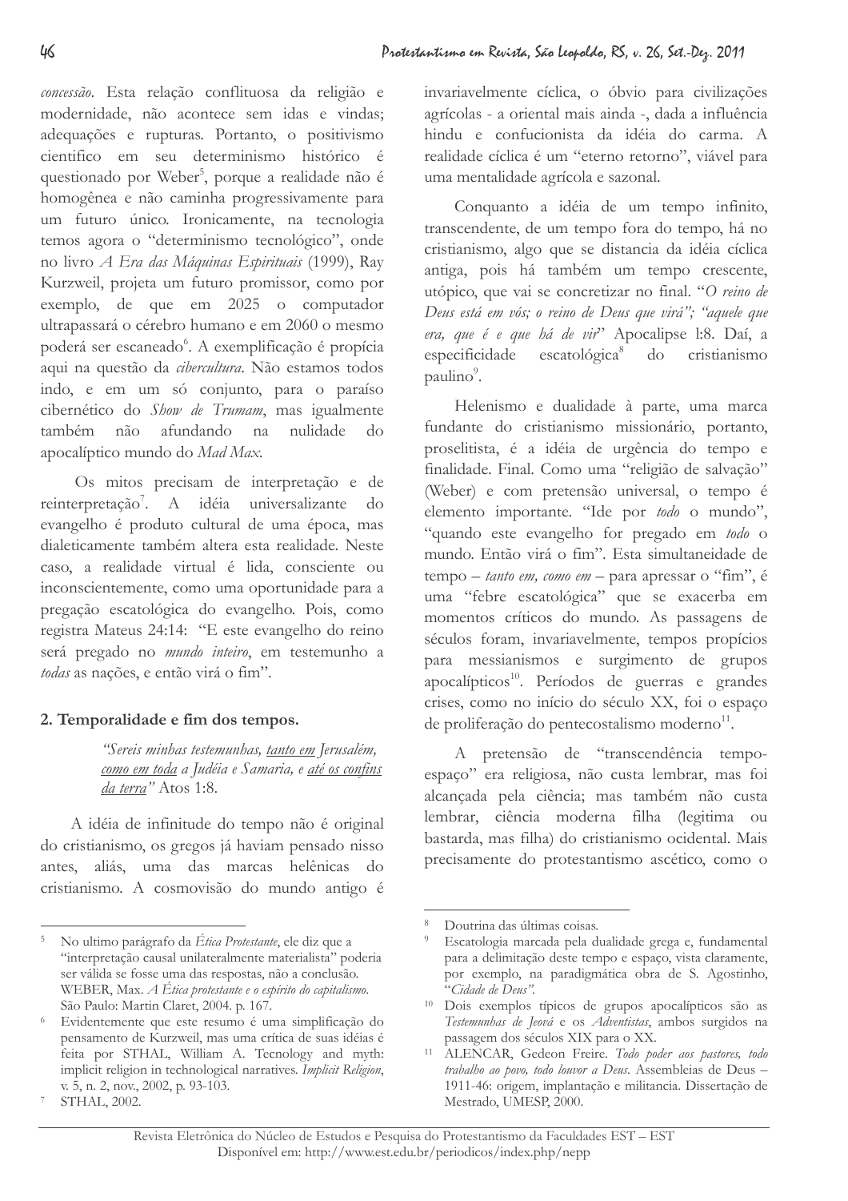*concessão*. Esta relação conflituosa da religião e modernidade, não acontece sem idas e vindas; adequações e rupturas. Portanto, o positivismo cientifico em seu determinismo histórico é questionado por Weber[5], porque a realidade não é homogênea e não caminha progressivamente para um futuro único. Ironicamente, na tecnologia temos agora o "determinismo tecnológico", onde no livro *A Era das Máquinas Espirituais* (1999), Ray Kurzweil, projeta um futuro promissor, como por exemplo, de que em 2025 o computador ultrapassará o cérebro humano e em 2060 o mesmo poderá ser escaneado[6]. A exemplificação é propícia aqui na questão da *cibercultura*. Não estamos todos indo, e em um só conjunto, para o paraíso cibernético do *Show de Trumam*, mas igualmente também não afundando na nulidade do apocalíptico mundo do *Mad Max*.

Os mitos precisam de interpretação e de reinterpretação[7]. A idéia universalizante do evangelho é produto cultural de uma época, mas dialeticamente também altera esta realidade. Neste caso, a realidade virtual é lida, consciente ou inconscientemente, como uma oportunidade para a pregação escatológica do evangelho. Pois, como registra Mateus 24:14: "E este evangelho do reino será pregado no *mundo inteiro*, em testemunho a *todas* as nações, e então virá o fim".

## 2. Temporalidade e fim dos tempos.

> *"Sereis minhas testemunhas, tanto em Jerusalém, como em toda a Judéia e Samaria, e até os confins da terra"* Atos 1:8.

A idéia de infinitude do tempo não é original do cristianismo, os gregos já haviam pensado nisso antes, aliás, uma das marcas helênicas do cristianismo. A cosmovisão do mundo antigo é invariavelmente cíclica, o óbvio para civilizações agrícolas - a oriental mais ainda -, dada a influência hindu e confucionista da idéia do carma. A realidade cíclica é um "eterno retorno", viável para uma mentalidade agrícola e sazonal.

Conquanto a idéia de um tempo infinito, transcendente, de um tempo fora do tempo, há no cristianismo, algo que se distancia da idéia cíclica antiga, pois há também um tempo crescente, utópico, que vai se concretizar no final. "*O reino de Deus está em vós; o reino de Deus que virá"; "aquele que era, que é e que há de vir*" Apocalipse l:8. Daí, a especificidade escatológica[8] do cristianismo paulino[9].

Helenismo e dualidade à parte, uma marca fundante do cristianismo missionário, portanto, proselitista, é a idéia de urgência do tempo e finalidade. Final. Como uma "religião de salvação" (Weber) e com pretensão universal, o tempo é elemento importante. "Ide por *todo* o mundo", "quando este evangelho for pregado em *todo* o mundo. Então virá o fim". Esta simultaneidade de tempo – *tanto em, como em* – para apressar o "fim", é uma "febre escatológica" que se exacerba em momentos críticos do mundo. As passagens de séculos foram, invariavelmente, tempos propícios para messianismos e surgimento de grupos apocalípticos[10]. Períodos de guerras e grandes crises, como no início do século XX, foi o espaço de proliferação do pentecostalismo moderno[11].

A pretensão de "transcendência tempo-espaço" era religiosa, não custa lembrar, mas foi alcançada pela ciência; mas também não custa lembrar, ciência moderna filha (legitima ou bastarda, mas filha) do cristianismo ocidental. Mais precisamente do protestantismo ascético, como o

---

[5] No ultimo parágrafo da *Ética Protestante*, ele diz que a "interpretação causal unilateralmente materialista" poderia ser válida se fosse uma das respostas, não a conclusão. WEBER, Max. *A Ética protestante e o espírito do capitalismo*. São Paulo: Martin Claret, 2004. p. 167.

[6] Evidentemente que este resumo é uma simplificação do pensamento de Kurzweil, mas uma crítica de suas idéias é feita por STHAL, William A. Tecnology and myth: implicit religion in technological narratives. *Implicit Religion*, v. 5, n. 2, nov., 2002, p. 93-103.

[7] STHAL, 2002.

[8] Doutrina das últimas coisas.

[9] Escatologia marcada pela dualidade grega e, fundamental para a delimitação deste tempo e espaço, vista claramente, por exemplo, na paradigmática obra de S. Agostinho, "*Cidade de Deus"*.

[10] Dois exemplos típicos de grupos apocalípticos são as *Testemunhas de Jeová* e os *Adventistas*, ambos surgidos na passagem dos séculos XIX para o XX.

[11] ALENCAR, Gedeon Freire. *Todo poder aos pastores, todo trabalho ao povo, todo louvor a Deus*. Assembleias de Deus – 1911-46: origem, implantação e militancia. Dissertação de Mestrado, UMESP, 2000.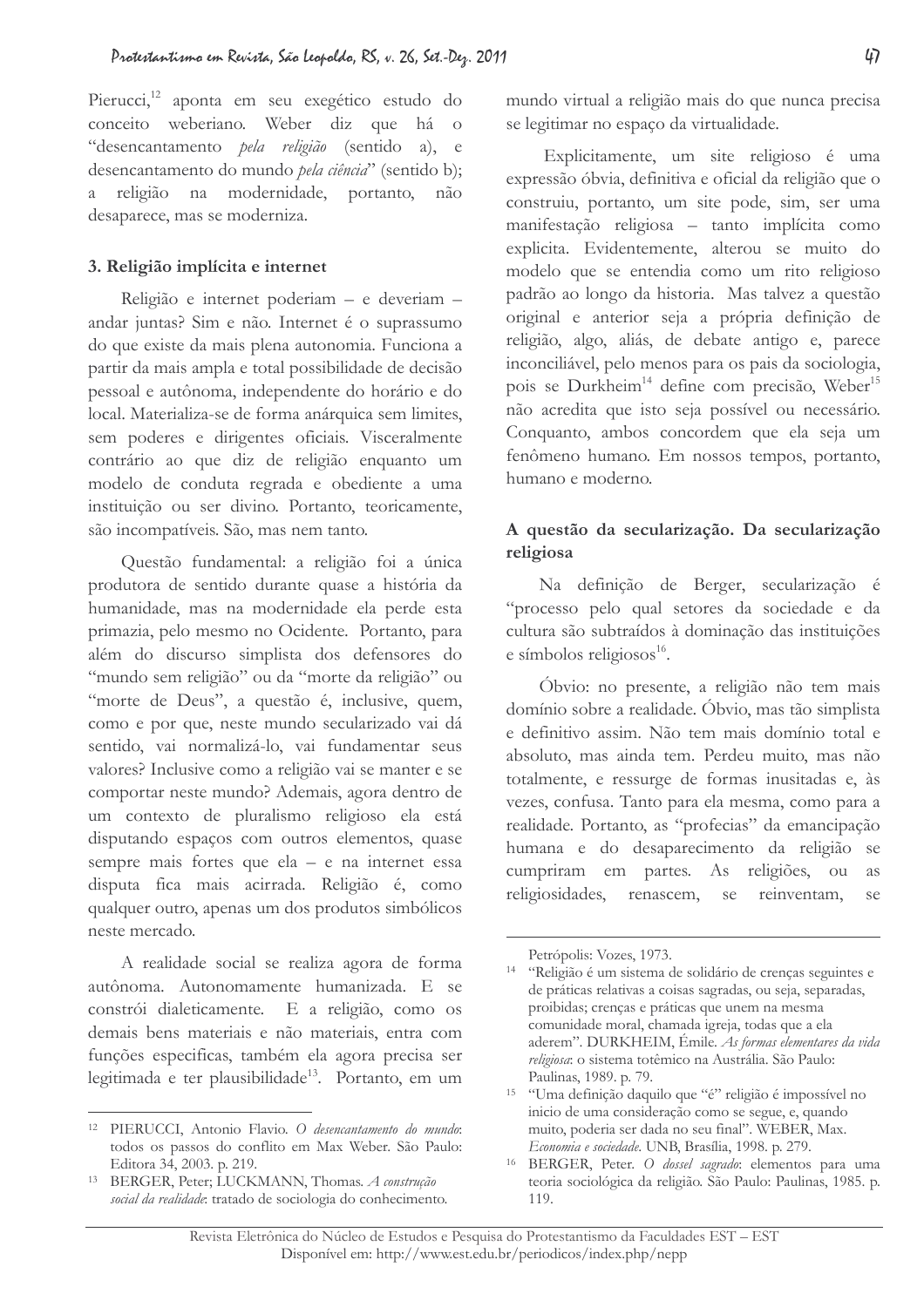Pierucci,[12] aponta em seu exegético estudo do conceito weberiano. Weber diz que há o "desencantamento *pela religião* (sentido a), e desencantamento do mundo *pela ciência*" (sentido b); a religião na modernidade, portanto, não desaparece, mas se moderniza.

### 3. Religião implícita e internet

Religião e internet poderiam – e deveriam – andar juntas? Sim e não. Internet é o suprassumo do que existe da mais plena autonomia. Funciona a partir da mais ampla e total possibilidade de decisão pessoal e autônoma, independente do horário e do local. Materializa-se de forma anárquica sem limites, sem poderes e dirigentes oficiais. Visceralmente contrário ao que diz de religião enquanto um modelo de conduta regrada e obediente a uma instituição ou ser divino. Portanto, teoricamente, são incompatíveis. São, mas nem tanto.

Questão fundamental: a religião foi a única produtora de sentido durante quase a história da humanidade, mas na modernidade ela perde esta primazia, pelo mesmo no Ocidente. Portanto, para além do discurso simplista dos defensores do "mundo sem religião" ou da "morte da religião" ou "morte de Deus", a questão é, inclusive, quem, como e por que, neste mundo secularizado vai dá sentido, vai normalizá-lo, vai fundamentar seus valores? Inclusive como a religião vai se manter e se comportar neste mundo? Ademais, agora dentro de um contexto de pluralismo religioso ela está disputando espaços com outros elementos, quase sempre mais fortes que ela – e na internet essa disputa fica mais acirrada. Religião é, como qualquer outro, apenas um dos produtos simbólicos neste mercado.

A realidade social se realiza agora de forma autônoma. Autonomamente humanizada. E se constrói dialeticamente. E a religião, como os demais bens materiais e não materiais, entra com funções especificas, também ela agora precisa ser legitimada e ter plausibilidade[13]. Portanto, em um mundo virtual a religião mais do que nunca precisa se legitimar no espaço da virtualidade.

Explicitamente, um site religioso é uma expressão óbvia, definitiva e oficial da religião que o construiu, portanto, um site pode, sim, ser uma manifestação religiosa – tanto implícita como explicita. Evidentemente, alterou se muito do modelo que se entendia como um rito religioso padrão ao longo da historia. Mas talvez a questão original e anterior seja a própria definição de religião, algo, aliás, de debate antigo e, parece inconciliável, pelo menos para os pais da sociologia, pois se Durkheim[14] define com precisão, Weber[15] não acredita que isto seja possível ou necessário. Conquanto, ambos concordem que ela seja um fenômeno humano. Em nossos tempos, portanto, humano e moderno.

### A questão da secularização. Da secularização religiosa

Na definição de Berger, secularização é "processo pelo qual setores da sociedade e da cultura são subtraídos à dominação das instituições e símbolos religiosos[16].

Óbvio: no presente, a religião não tem mais domínio sobre a realidade. Óbvio, mas tão simplista e definitivo assim. Não tem mais domínio total e absoluto, mas ainda tem. Perdeu muito, mas não totalmente, e ressurge de formas inusitadas e, às vezes, confusa. Tanto para ela mesma, como para a realidade. Portanto, as "profecias" da emancipação humana e do desaparecimento da religião se cumpriram em partes. As religiões, ou as religiosidades, renascem, se reinventam, se

---

[12] PIERUCCI, Antonio Flavio. *O desencantamento do mundo*: todos os passos do conflito em Max Weber. São Paulo: Editora 34, 2003. p. 219.

[13] BERGER, Peter; LUCKMANN, Thomas. *A construção social da realidade*: tratado de sociologia do conhecimento. Petrópolis: Vozes, 1973.

[14] "Religião é um sistema de solidário de crenças seguintes e de práticas relativas a coisas sagradas, ou seja, separadas, proibidas; crenças e práticas que unem na mesma comunidade moral, chamada igreja, todas que a ela aderem". DURKHEIM, Émile. *As formas elementares da vida religiosa*: o sistema totêmico na Austrália. São Paulo: Paulinas, 1989. p. 79.

[15] "Uma definição daquilo que "é" religião é impossível no inicio de uma consideração como se segue, e, quando muito, poderia ser dada no seu final". WEBER, Max. *Economia e sociedade*. UNB, Brasília, 1998. p. 279.

[16] BERGER, Peter. *O dossel sagrado*: elementos para uma teoria sociológica da religião. São Paulo: Paulinas, 1985. p. 119.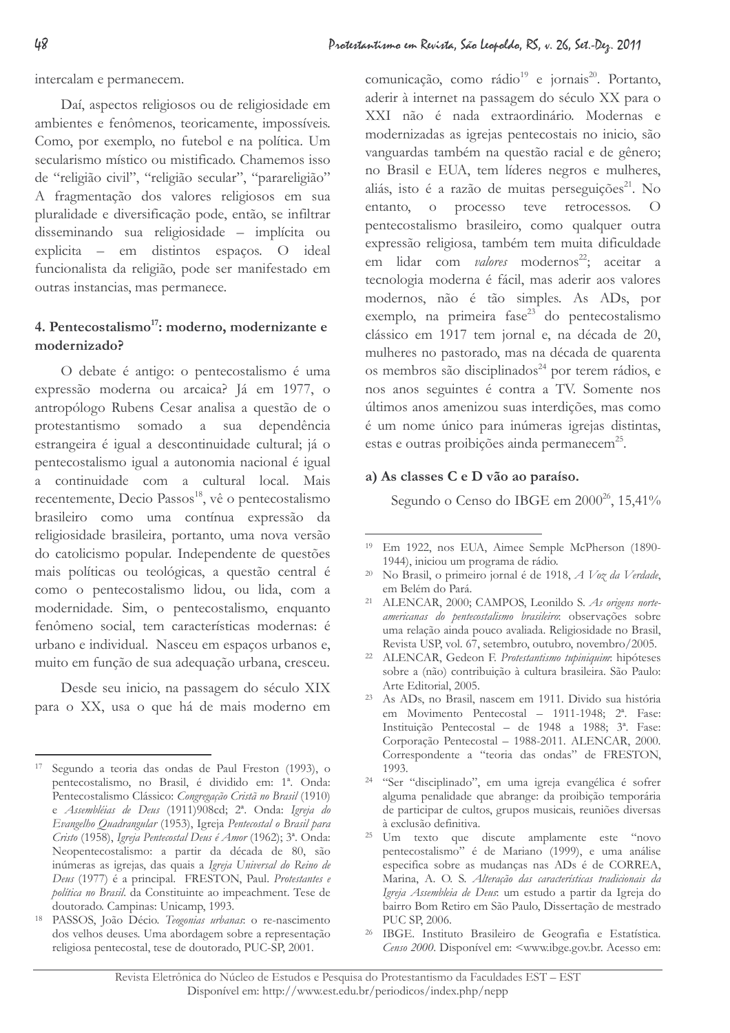intercalam e permanecem.

Daí, aspectos religiosos ou de religiosidade em ambientes e fenômenos, teoricamente, impossíveis. Como, por exemplo, no futebol e na política. Um secularismo místico ou mistificado. Chamemos isso de "religião civil", "religião secular", "parareligião" A fragmentação dos valores religiosos em sua pluralidade e diversificação pode, então, se infiltrar disseminando sua religiosidade – implícita ou explicita – em distintos espaços. O ideal funcionalista da religião, pode ser manifestado em outras instancias, mas permanece.

## 4. Pentecostalismo[17]: moderno, modernizante e modernizado?

O debate é antigo: o pentecostalismo é uma expressão moderna ou arcaica? Já em 1977, o antropólogo Rubens Cesar analisa a questão de o protestantismo somado a sua dependência estrangeira é igual a descontinuidade cultural; já o pentecostalismo igual a autonomia nacional é igual a continuidade com a cultural local. Mais recentemente, Decio Passos[18], vê o pentecostalismo brasileiro como uma contínua expressão da religiosidade brasileira, portanto, uma nova versão do catolicismo popular. Independente de questões mais políticas ou teológicas, a questão central é como o pentecostalismo lidou, ou lida, com a modernidade. Sim, o pentecostalismo, enquanto fenômeno social, tem características modernas: é urbano e individual. Nasceu em espaços urbanos e, muito em função de sua adequação urbana, cresceu.

Desde seu inicio, na passagem do século XIX para o XX, usa o que há de mais moderno em comunicação, como rádio[19] e jornais[20]. Portanto, aderir à internet na passagem do século XX para o XXI não é nada extraordinário. Modernas e modernizadas as igrejas pentecostais no inicio, são vanguardas também na questão racial e de gênero; no Brasil e EUA, tem líderes negros e mulheres, aliás, isto é a razão de muitas perseguições[21]. No entanto, o processo teve retrocessos. O pentecostalismo brasileiro, como qualquer outra expressão religiosa, também tem muita dificuldade em lidar com *valores* modernos[22]; aceitar a tecnologia moderna é fácil, mas aderir aos valores modernos, não é tão simples. As ADs, por exemplo, na primeira fase[23] do pentecostalismo clássico em 1917 tem jornal e, na década de 20, mulheres no pastorado, mas na década de quarenta os membros são disciplinados[24] por terem rádios, e nos anos seguintes é contra a TV. Somente nos últimos anos amenizou suas interdições, mas como é um nome único para inúmeras igrejas distintas, estas e outras proibições ainda permanecem[25].

### a) As classes C e D vão ao paraíso.

Segundo o Censo do IBGE em 2000[26], 15,41%

---

17 Segundo a teoria das ondas de Paul Freston (1993), o pentecostalismo, no Brasil, é dividido em: 1ª. Onda: Pentecostalismo Clássico: *Congregação Cristã no Brasil* (1910) e *Assembléias de Deus* (1911)908cd; 2ª. Onda: *Igreja do Evangelho Quadrangular* (1953), Igreja *Pentecostal o Brasil para Cristo* (1958), *Igreja Pentecostal Deus é Amor* (1962); 3ª. Onda: Neopentecostalismo: a partir da década de 80, são inúmeras as igrejas, das quais a *Igreja Universal do Reino de Deus* (1977) é a principal. FRESTON, Paul. *Protestantes e política no Brasil*. da Constituinte ao impeachment. Tese de doutorado. Campinas: Unicamp, 1993.

18 PASSOS, João Décio. *Teogonias urbanas*: o re-nascimento dos velhos deuses. Uma abordagem sobre a representação religiosa pentecostal, tese de doutorado, PUC-SP, 2001.

19 Em 1922, nos EUA, Aimee Semple McPherson (1890-1944), iniciou um programa de rádio.

20 No Brasil, o primeiro jornal é de 1918, *A Voz da Verdade*, em Belém do Pará.

21 ALENCAR, 2000; CAMPOS, Leonildo S. *As origens norte-americanas do pentecostalismo brasileiro*: observações sobre uma relação ainda pouco avaliada. Religiosidade no Brasil, Revista USP, vol. 67, setembro, outubro, novembro/2005.

22 ALENCAR, Gedeon F. *Protestantismo tupiniquim*: hipóteses sobre a (não) contribuição à cultura brasileira. São Paulo: Arte Editorial, 2005.

23 As ADs, no Brasil, nascem em 1911. Divido sua história em Movimento Pentecostal – 1911-1948; 2ª. Fase: Instituição Pentecostal – de 1948 a 1988; 3ª. Fase: Corporação Pentecostal – 1988-2011. ALENCAR, 2000. Correspondente a "teoria das ondas" de FRESTON, 1993.

24 "Ser "disciplinado", em uma igreja evangélica é sofrer alguma penalidade que abrange: da proibição temporária de participar de cultos, grupos musicais, reuniões diversas à exclusão definitiva.

25 Um texto que discute amplamente este "novo pentecostalismo" é de Mariano (1999), e uma análise especifica sobre as mudanças nas ADs é de CORREA, Marina, A. O. S. *Alteração das características tradicionais da Igreja Assembleia de Deus*: um estudo a partir da Igreja do bairro Bom Retiro em São Paulo, Dissertação de mestrado PUC SP, 2006.

26 IBGE. Instituto Brasileiro de Geografia e Estatística. *Censo 2000*. Disponível em: <www.ibge.gov.br. Acesso em: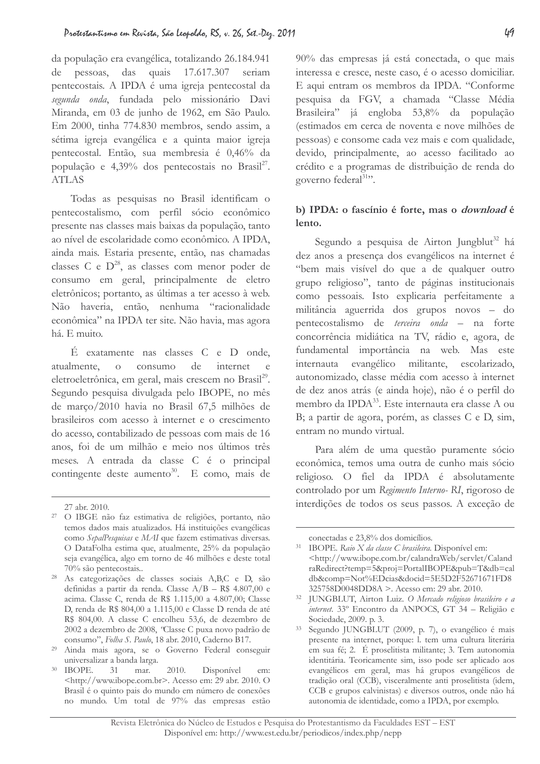da população era evangélica, totalizando 26.184.941 de pessoas, das quais 17.617.307 seriam pentecostais. A IPDA é uma igreja pentecostal da *segunda onda*, fundada pelo missionário Davi Miranda, em 03 de junho de 1962, em São Paulo. Em 2000, tinha 774.830 membros, sendo assim, a sétima igreja evangélica e a quinta maior igreja pentecostal. Então, sua membresia é 0,46% da população e 4,39% dos pentecostais no Brasil[27]. ATLAS

Todas as pesquisas no Brasil identificam o pentecostalismo, com perfil sócio econômico presente nas classes mais baixas da população, tanto ao nível de escolaridade como econômico. A IPDA, ainda mais. Estaria presente, então, nas chamadas classes C e D[28], as classes com menor poder de consumo em geral, principalmente de eletro eletrônicos; portanto, as últimas a ter acesso à web. Não haveria, então, nenhuma "racionalidade econômica" na IPDA ter site. Não havia, mas agora há. E muito.

É exatamente nas classes C e D onde, atualmente, o consumo de internet e eletroeletrônica, em geral, mais crescem no Brasil[29]. Segundo pesquisa divulgada pelo IBOPE, no mês de março/2010 havia no Brasil 67,5 milhões de brasileiros com acesso à internet e o crescimento do acesso, contabilizado de pessoas com mais de 16 anos, foi de um milhão e meio nos últimos três meses. A entrada da classe C é o principal contingente deste aumento[30]. E como, mais de 90% das empresas já está conectada, o que mais interessa e cresce, neste caso, é o acesso domiciliar. E aqui entram os membros da IPDA. "Conforme pesquisa da FGV, a chamada "Classe Média Brasileira" já engloba 53,8% da população (estimados em cerca de noventa e nove milhões de pessoas) e consome cada vez mais e com qualidade, devido, principalmente, ao acesso facilitado ao crédito e a programas de distribuição de renda do governo federal[31]".

**b) IPDA: o fascínio é forte, mas o *download*[32] é lento.**

Segundo a pesquisa de Airton Jungblut[32] há dez anos a presença dos evangélicos na internet é "bem mais visível do que a de qualquer outro grupo religioso", tanto de páginas institucionais como pessoais. Isto explicaria perfeitamente a militância aguerrida dos grupos novos – do pentecostalismo de *terceira onda* – na forte concorrência midiática na TV, rádio e, agora, de fundamental importância na web. Mas este internauta evangélico militante, escolarizado, autonomizado, classe média com acesso à internet de dez anos atrás (e ainda hoje), não é o perfil do membro da IPDA[33]. Este internauta era classe A ou B; a partir de agora, porém, as classes C e D, sim, entram no mundo virtual.

Para além de uma questão puramente sócio econômica, temos uma outra de cunho mais sócio religioso. O fiel da IPDA é absolutamente controlado por um *Regimento Interno- RI*, rigoroso de interdições de todos os seus passos. A exceção de

---

27 abr. 2010.

[27] O IBGE não faz estimativa de religiões, portanto, não temos dados mais atualizados. Há instituições evangélicas como *SepalPesquisas* e *MAI* que fazem estimativas diversas. O DataFolha estima que, atualmente, 25% da população seja evangélica, algo em torno de 46 milhões e deste total 70% são pentecostais..

[28] As categorizações de classes sociais A,B,C e D, são definidas a partir da renda. Classe A/B – R$ 4.807,00 e acima. Classe C, renda de R$ 1.115,00 a 4.807,00; Classe D, renda de R$ 804,00 a 1.115,00 e Classe D renda de até R$ 804,00. A classe C encolheu 53,6, de dezembro de 2002 a dezembro de 2008, "Classe C puxa novo padrão de consumo", *Folha S. Paulo*, 18 abr. 2010, Caderno B17.

[29] Ainda mais agora, se o Governo Federal conseguir universalizar a banda larga.

[30] IBOPE. 31 mar. 2010. Disponível em: <http://www.ibope.com.br>. Acesso em: 29 abr. 2010. O Brasil é o quinto pais do mundo em número de conexões no mundo. Um total de 97% das empresas estão conectadas e 23,8% dos domicílios.

[31] IBOPE. *Raio X da classe C brasileira.* Disponível em: <http://www.ibope.com.br/calandraWeb/servlet/CalandraRedirect?temp=5&proj=PortalIBOPE&pub=T&db=caldb&comp=Not%EDcias&docid=5E5D2F52671671FD8325758D0048DD8A >. Acesso em: 29 abr. 2010.

[32] JUNGBLUT, Airton Luiz. *O Mercado religioso brasileiro e a internet*. 33º Encontro da ANPOCS, GT 34 – Religião e Sociedade, 2009. p. 3.

[33] Segundo JUNGBLUT (2009, p. 7), o evangélico é mais presente na internet, porque: 1. tem uma cultura literária em sua fé; 2. É proselitista militante; 3. Tem autonomia identitária. Teoricamente sim, isso pode ser aplicado aos evangélicos em geral, mas há grupos evangélicos de tradição oral (CCB), visceralmente anti proselitista (idem, CCB e grupos calvinistas) e diversos outros, onde não há autonomia de identidade, como a IPDA, por exemplo.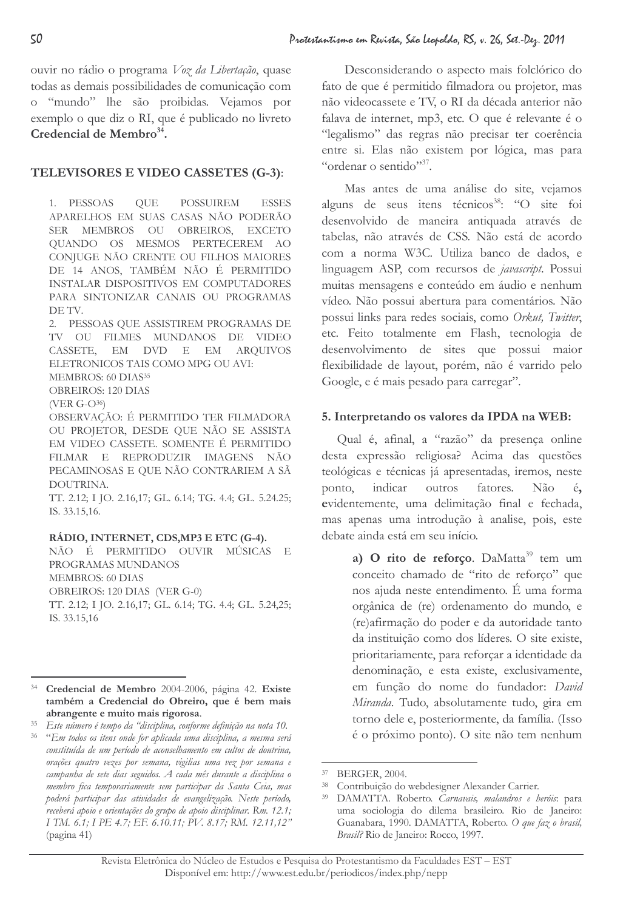ouvir no rádio o programa *Voz da Libertação*, quase todas as demais possibilidades de comunicação com o "mundo" lhe são proibidas. Vejamos por exemplo o que diz o RI, que é publicado no livreto **Credencial de Membro**[34].

**TELEVISORES E VIDEO CASSETES (G-3)**:

1. PESSOAS QUE POSSUIREM ESSES APARELHOS EM SUAS CASAS NÃO PODERÃO SER MEMBROS OU OBREIROS, EXCETO QUANDO OS MESMOS PERTECEREM AO CONJUGE NÃO CRENTE OU FILHOS MAIORES DE 14 ANOS, TAMBÉM NÃO É PERMITIDO INSTALAR DISPOSITIVOS EM COMPUTADORES PARA SINTONIZAR CANAIS OU PROGRAMAS DE TV.
2. PESSOAS QUE ASSISTIREM PROGRAMAS DE TV OU FILMES MUNDANOS DE VIDEO CASSETE, EM DVD E EM ARQUIVOS ELETRONICOS TAIS COMO MPG OU AVI:
MEMBROS: 60 DIAS[35]
OBREIROS: 120 DIAS
(VER G-O[36])
OBSERVAÇÃO: É PERMITIDO TER FILMADORA OU PROJETOR, DESDE QUE NÃO SE ASSISTA EM VIDEO CASSETE. SOMENTE É PERMITIDO FILMAR E REPRODUZIR IMAGENS NÃO PECAMINOSAS E QUE NÃO CONTRARIEM A SÃ DOUTRINA.
TT. 2.12; I JO. 2.16,17; GL. 6.14; TG. 4.4; GL. 5.24.25; IS. 33.15,16.

**RÁDIO, INTERNET, CDS,MP3 E ETC (G-4).**
NÃO É PERMITIDO OUVIR MÚSICAS E PROGRAMAS MUNDANOS
MEMBROS: 60 DIAS
OBREIROS: 120 DIAS (VER G-0)
TT. 2.12; I JO. 2.16,17; GL. 6.14; TG. 4.4; GL. 5.24,25; IS. 33.15,16

Desconsiderando o aspecto mais folclórico do fato de que é permitido filmadora ou projetor, mas não videocassete e TV, o RI da década anterior não falava de internet, mp3, etc. O que é relevante é o "legalismo" das regras não precisar ter coerência entre si. Elas não existem por lógica, mas para "ordenar o sentido"[37].

Mas antes de uma análise do site, vejamos alguns de seus itens técnicos[38]: "O site foi desenvolvido de maneira antiquada através de tabelas, não através de CSS. Não está de acordo com a norma W3C. Utiliza banco de dados, e linguagem ASP, com recursos de *javascript*. Possui muitas mensagens e conteúdo em áudio e nenhum vídeo. Não possui abertura para comentários. Não possui links para redes sociais, como *Orkut, Twitter*, etc. Feito totalmente em Flash, tecnologia de desenvolvimento de sites que possui maior flexibilidade de layout, porém, não é varrido pelo Google, e é mais pesado para carregar".

**5. Interpretando os valores da IPDA na WEB:**

Qual é, afinal, a "razão" da presença online desta expressão religiosa? Acima das questões teológicas e técnicas já apresentadas, iremos, neste ponto, indicar outros fatores. Não é**, e**videntemente, uma delimitação final e fechada, mas apenas uma introdução à analise, pois, este debate ainda está em seu início.

> **a) O rito de reforço**. DaMatta[39] tem um conceito chamado de "rito de reforço" que nos ajuda neste entendimento. É uma forma orgânica de (re) ordenamento do mundo, e (re)afirmação do poder e da autoridade tanto da instituição como dos líderes. O site existe, prioritariamente, para reforçar a identidade da denominação, e esta existe, exclusivamente, em função do nome do fundador: *David Miranda*. Tudo, absolutamente tudo, gira em torno dele e, posteriormente, da família. (Isso é o próximo ponto). O site não tem nenhum

---

[34] **Credencial de Membro** 2004-2006, página 42. **Existe também a Credencial do Obreiro, que é bem mais abrangente e muito mais rigorosa**.

[35] *Este número é tempo da "disciplina, conforme definição na nota 10.*

[36] "*Em todos os itens onde for aplicada uma disciplina, a mesma será constituída de um período de aconselhamento em cultos de doutrina, orações quatro vezes por semana, vigílias uma vez por semana e campanha de sete dias seguidos. A cada mês durante a disciplina o membro fica temporariamente sem participar da Santa Ceia, mas poderá participar das atividades de evangelização. Neste período, receberá apoio e orientações do grupo de apoio disciplinar. Rm. 12.1; I TM. 6.1; I PE 4.7; EF. 6.10.11; PV. 8.17; RM. 12.11,12"* (pagina 41)

[37] BERGER, 2004.

[38] Contribuição do webdesigner Alexander Carrier.

[39] DAMATTA. Roberto. *Carnavais, malandros e heróis*: para uma sociologia do dilema brasileiro. Rio de Janeiro: Guanabara, 1990. DAMATTA, Roberto. *O que faz o brasil, Brasil?* Rio de Janeiro: Rocco, 1997.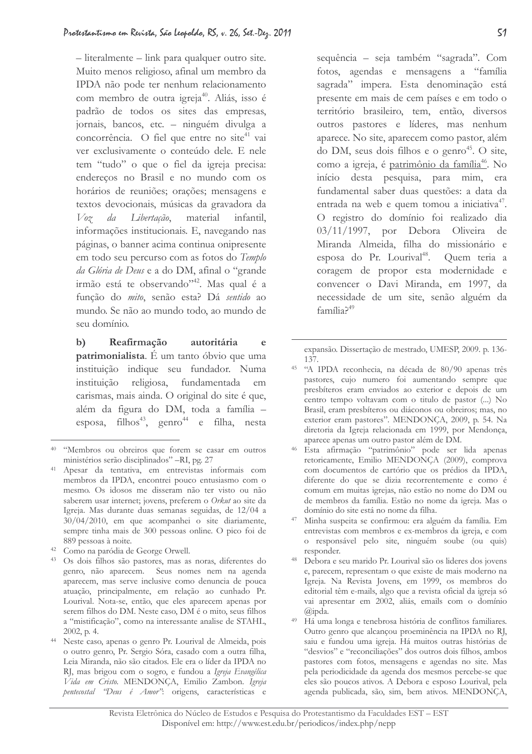– literalmente – link para qualquer outro site. Muito menos religioso, afinal um membro da IPDA não pode ter nenhum relacionamento com membro de outra igreja[40]. Aliás, isso é padrão de todos os sites das empresas, jornais, bancos, etc. – ninguém divulga a concorrência. O fiel que entre no site[41] vai ver exclusivamente o conteúdo dele. E nele tem "tudo" o que o fiel da igreja precisa: endereços no Brasil e no mundo com os horários de reuniões; orações; mensagens e textos devocionais, músicas da gravadora da *Voz da Libertação*, material infantil, informações institucionais. E, navegando nas páginas, o banner acima continua onipresente em todo seu percurso com as fotos do *Templo da Glória de Deus* e a do DM, afinal o "grande irmão está te observando"[42]. Mas qual é a função do *mito*, senão esta? Dá *sentido* ao mundo. Se não ao mundo todo, ao mundo de seu domínio.

**b) Reafirmação autoritária e patrimonialista**. É um tanto óbvio que uma instituição indique seu fundador. Numa instituição religiosa, fundamentada em carismas, mais ainda. O original do site é que, além da figura do DM, toda a família – esposa, filhos[43], genro[44] e filha, nesta sequência – seja também "sagrada". Com fotos, agendas e mensagens a "família sagrada" impera. Esta denominação está presente em mais de cem países e em todo o território brasileiro, tem, então, diversos outros pastores e líderes, mas nenhum aparece. No site, aparecem como pastor, além do DM, seus dois filhos e o genro[45]. O site, como a igreja, é <u>patrimônio da família</u>[46]. No início desta pesquisa, para mim, era fundamental saber duas questões: a data da entrada na web e quem tomou a iniciativa[47]. O registro do domínio foi realizado dia 03/11/1997, por Debora Oliveira de Miranda Almeida, filha do missionário e esposa do Pr. Lourival[48]. Quem teria a coragem de propor esta modernidade e convencer o Davi Miranda, em 1997, da necessidade de um site, senão alguém da família?[49]

---

[40] "Membros ou obreiros que forem se casar em outros ministérios serão disciplinados" –RI, pg. 27

[41] Apesar da tentativa, em entrevistas informais com membros da IPDA, encontrei pouco entusiasmo com o mesmo. Os idosos me disseram não ter visto ou não saberem usar internet; jovens, preferem o *Orkut* ao site da Igreja. Mas durante duas semanas seguidas, de 12/04 a 30/04/2010, em que acompanhei o site diariamente, sempre tinha mais de 300 pessoas online. O pico foi de 889 pessoas à noite.

[42] Como na paródia de George Orwell.

[43] Os dois filhos são pastores, mas as noras, diferentes do genro, não aparecem. Seus nomes nem na agenda aparecem, mas serve inclusive como denuncia de pouca atuação, principalmente, em relação ao cunhado Pr. Lourival. Nota-se, então, que eles aparecem apenas por serem filhos do DM. Neste caso, DM é o mito, seus filhos a "mistificação", como na interessante analise de STAHL, 2002, p. 4.

[44] Neste caso, apenas o genro Pr. Lourival de Almeida, pois o outro genro, Pr. Sergio Sóra, casado com a outra filha, Leia Miranda, não são citados. Ele era o líder da IPDA no RJ, mas brigou com o sogro, e fundou a *Igreja Evangélica Vida em Cristo*. MENDONÇA, Emilio Zambon. *Igreja pentecostal "Deus é Amor"*: origens, características e expansão. Dissertação de mestrado, UMESP, 2009. p. 136-137.

[45] "A IPDA reconhecia, na década de 80/90 apenas três pastores, cujo numero foi aumentando sempre que presbíteros eram enviados ao exterior e depois de um centro tempo voltavam com o titulo de pastor (...) No Brasil, eram presbíteros ou diáconos ou obreiros; mas, no exterior eram pastores". MENDONÇA, 2009, p. 54. Na diretoria da Igreja relacionada em 1999, por Mendonça, aparece apenas um outro pastor além de DM.

[46] Esta afirmação "patrimônio" pode ser lida apenas retoricamente, Emilio MENDONÇA (2009), comprova com documentos de cartório que os prédios da IPDA, diferente do que se dizia recorrentemente e como é comum em muitas igrejas, não estão no nome do DM ou de membros da família. Estão no nome da igreja. Mas o domínio do site está no nome da filha.

[47] Minha suspeita se confirmou: era alguém da família. Em entrevistas com membros e ex-membros da igreja, e com o responsável pelo site, ninguém soube (ou quis) responder.

[48] Debora e seu marido Pr. Lourival são os lideres dos jovens e, parecem, representam o que existe de mais moderno na Igreja. Na Revista Jovens, em 1999, os membros do editorial têm e-mails, algo que a revista oficial da igreja só vai apresentar em 2002, aliás, emails com o domínio @ipda.

[49] Há uma longa e tenebrosa história de conflitos familiares. Outro genro que alcançou proeminência na IPDA no RJ, saiu e fundou uma igreja. Há muitos outras histórias de "desvios" e "reconciliações" dos outros dois filhos, ambos pastores com fotos, mensagens e agendas no site. Mas pela periodicidade da agenda dos mesmos percebe-se que eles são poucos ativos. A Debora e esposo Lourival, pela agenda publicada, são, sim, bem ativos. MENDONÇA,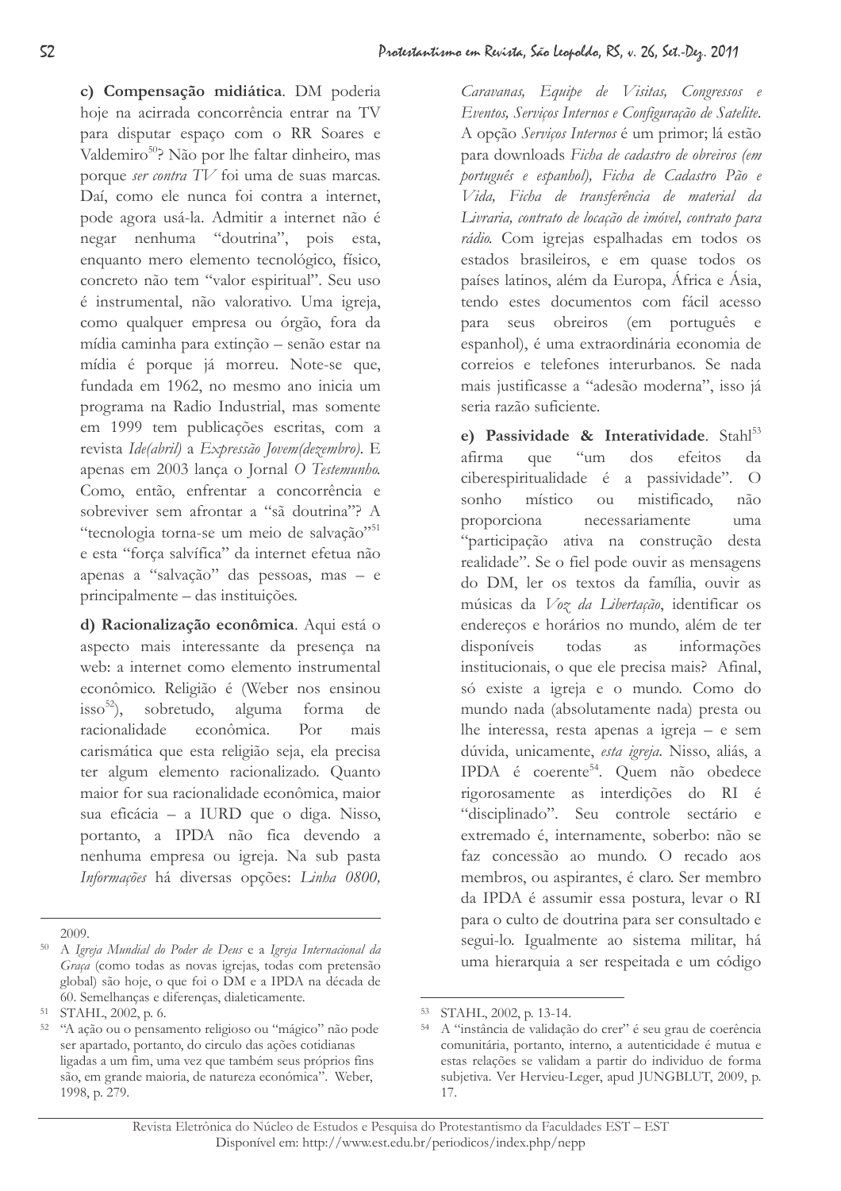**c) Compensação midiática**. DM poderia hoje na acirrada concorrência entrar na TV para disputar espaço com o RR Soares e Valdemiro[50]? Não por lhe faltar dinheiro, mas porque *ser contra TV* foi uma de suas marcas. Daí, como ele nunca foi contra a internet, pode agora usá-la. Admitir a internet não é negar nenhuma "doutrina", pois esta, enquanto mero elemento tecnológico, físico, concreto não tem "valor espiritual". Seu uso é instrumental, não valorativo. Uma igreja, como qualquer empresa ou órgão, fora da mídia caminha para extinção – senão estar na mídia é porque já morreu. Note-se que, fundada em 1962, no mesmo ano inicia um programa na Radio Industrial, mas somente em 1999 tem publicações escritas, com a revista *Ide(abril)* a *Expressão Jovem(dezembro)*. E apenas em 2003 lança o Jornal *O Testemunho*. Como, então, enfrentar a concorrência e sobreviver sem afrontar a "sã doutrina"? A "tecnologia torna-se um meio de salvação"[51] e esta "força salvífica" da internet efetua não apenas a "salvação" das pessoas, mas – e principalmente – das instituições.

**d) Racionalização econômica**. Aqui está o aspecto mais interessante da presença na web: a internet como elemento instrumental econômico. Religião é (Weber nos ensinou isso[52]), sobretudo, alguma forma de racionalidade econômica. Por mais carismática que esta religião seja, ela precisa ter algum elemento racionalizado. Quanto maior for sua racionalidade econômica, maior sua eficácia – a IURD que o diga. Nisso, portanto, a IPDA não fica devendo a nenhuma empresa ou igreja. Na sub pasta *Informações* há diversas opções: *Linha 0800, Caravanas, Equipe de Visitas, Congressos e Eventos, Serviços Internos e Configuração de Satelite*. A opção *Serviços Internos* é um primor; lá estão para downloads *Ficha de cadastro de obreiros (em português e espanhol), Ficha de Cadastro Pão e Vida, Ficha de transferência de material da Livraria, contrato de locação de imóvel, contrato para rádio.* Com igrejas espalhadas em todos os estados brasileiros, e em quase todos os países latinos, além da Europa, África e Ásia, tendo estes documentos com fácil acesso para seus obreiros (em português e espanhol), é uma extraordinária economia de correios e telefones interurbanos. Se nada mais justificasse a "adesão moderna", isso já seria razão suficiente.

**e) Passividade & Interatividade**. Stahl[53] afirma que "um dos efeitos da ciberespiritualidade é a passividade". O sonho místico ou mistificado, não proporciona necessariamente uma "participação ativa na construção desta realidade". Se o fiel pode ouvir as mensagens do DM, ler os textos da família, ouvir as músicas da *Voz da Libertação*, identificar os endereços e horários no mundo, além de ter disponíveis todas as informações institucionais, o que ele precisa mais? Afinal, só existe a igreja e o mundo. Como do mundo nada (absolutamente nada) presta ou lhe interessa, resta apenas a igreja – e sem dúvida, unicamente, *esta igreja*. Nisso, aliás, a IPDA é coerente[54]. Quem não obedece rigorosamente as interdições do RI é "disciplinado". Seu controle sectário e extremado é, internamente, soberbo: não se faz concessão ao mundo. O recado aos membros, ou aspirantes, é claro. Ser membro da IPDA é assumir essa postura, levar o RI para o culto de doutrina para ser consultado e segui-lo. Igualmente ao sistema militar, há uma hierarquia a ser respeitada e um código

---

2009.

[50] A *Igreja Mundial do Poder de Deus* e a *Igreja Internacional da Graça* (como todas as novas igrejas, todas com pretensão global) são hoje, o que foi o DM e a IPDA na década de 60. Semelhanças e diferenças, dialeticamente.

[51] STAHL, 2002, p. 6.

[52] "A ação ou o pensamento religioso ou "mágico" não pode ser apartado, portanto, do circulo das ações cotidianas ligadas a um fim, uma vez que também seus próprios fins são, em grande maioria, de natureza econômica". Weber, 1998, p. 279.

[53] STAHL, 2002, p. 13-14.

[54] A "instância de validação do crer" é seu grau de coerência comunitária, portanto, interno, a autenticidade é mutua e estas relações se validam a partir do individuo de forma subjetiva. Ver Hervieu-Leger, apud JUNGBLUT, 2009, p. 17.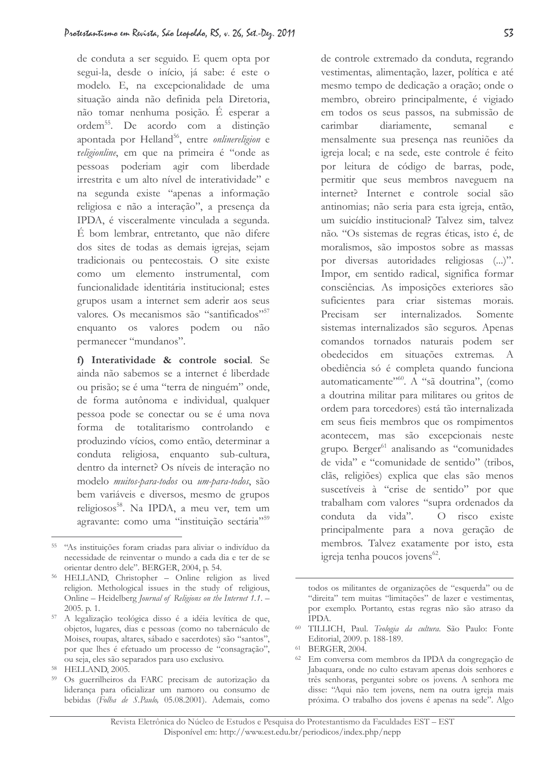de conduta a ser seguido. E quem opta por segui-la, desde o início, já sabe: é este o modelo. E, na excepcionalidade de uma situação ainda não definida pela Diretoria, não tomar nenhuma posição. É esperar a ordem[55]. De acordo com a distinção apontada por Helland[56], entre *onlinereligion* e *religionline*, em que na primeira é "onde as pessoas poderiam agir com liberdade irrestrita e um alto nível de interatividade" e na segunda existe "apenas a informação religiosa e não a interação", a presença da IPDA, é visceralmente vinculada a segunda. É bom lembrar, entretanto, que não difere dos sites de todas as demais igrejas, sejam tradicionais ou pentecostais. O site existe como um elemento instrumental, com funcionalidade identitária institucional; estes grupos usam a internet sem aderir aos seus valores. Os mecanismos são "santificados"[57] enquanto os valores podem ou não permanecer "mundanos".

**f) Interatividade & controle social**. Se ainda não sabemos se a internet é liberdade ou prisão; se é uma "terra de ninguém" onde, de forma autônoma e individual, qualquer pessoa pode se conectar ou se é uma nova forma de totalitarismo controlando e produzindo vícios, como então, determinar a conduta religiosa, enquanto sub-cultura, dentro da internet? Os níveis de interação no modelo *muitos-para-todos* ou *um-para-todos*, são bem variáveis e diversos, mesmo de grupos religiosos[58]. Na IPDA, a meu ver, tem um agravante: como uma "instituição sectária"[59] de controle extremado da conduta, regrando vestimentas, alimentação, lazer, política e até mesmo tempo de dedicação a oração; onde o membro, obreiro principalmente, é vigiado em todos os seus passos, na submissão de carimbar diariamente, semanal e mensalmente sua presença nas reuniões da igreja local; e na sede, este controle é feito por leitura de código de barras, pode, permitir que seus membros naveguem na internet? Internet e controle social são antinomias; não seria para esta igreja, então, um suicídio institucional? Talvez sim, talvez não. "Os sistemas de regras éticas, isto é, de moralismos, são impostos sobre as massas por diversas autoridades religiosas (...)". Impor, em sentido radical, significa formar consciências. As imposições exteriores são suficientes para criar sistemas morais. Precisam ser internalizados. Somente sistemas internalizados são seguros. Apenas comandos tornados naturais podem ser obedecidos em situações extremas. A obediência só é completa quando funciona automaticamente"[60]. A "sã doutrina", (como a doutrina militar para militares ou gritos de ordem para torcedores) está tão internalizada em seus fieis membros que os rompimentos acontecem, mas são excepcionais neste grupo. Berger[61] analisando as "comunidades de vida" e "comunidade de sentido" (tribos, clãs, religiões) explica que elas são menos suscetíveis à "crise de sentido" por que trabalham com valores "supra ordenados da conduta da vida". O risco existe principalmente para a nova geração de membros. Talvez exatamente por isto, esta igreja tenha poucos jovens[62].

---

[55] "As instituições foram criadas para aliviar o indivíduo da necessidade de reinventar o mundo a cada dia e ter de se orientar dentro dele". BERGER, 2004, p. 54.

[56] HELLAND, Christopher – Online religion as lived religion. Methological issues in the study of religious, Online – Heidelberg *Journal of Religions on the Internet 1.1*. – 2005. p. 1.

[57] A legalização teológica disso é a idéia levítica de que, objetos, lugares, dias e pessoas (como no tabernáculo de Moises, roupas, altares, sábado e sacerdotes) são "santos", por que lhes é efetuado um processo de "consagração", ou seja, eles são separados para uso exclusivo.

[58] HELLAND, 2005.

[59] Os guerrilheiros da FARC precisam de autorização da liderança para oficializar um namoro ou consumo de bebidas (*Folha de S.Paulo,* 05.08.2001). Ademais, como todos os militantes de organizações de "esquerda" ou de "direita" tem muitas "limitações" de lazer e vestimentas, por exemplo. Portanto, estas regras não são atraso da IPDA.

[60] TILLICH, Paul. *Teologia da cultura*. São Paulo: Fonte Editorial, 2009. p. 188-189.

[61] BERGER, 2004.

[62] Em conversa com membros da IPDA da congregação de Jabaquara, onde no culto estavam apenas dois senhores e três senhoras, perguntei sobre os jovens. A senhora me disse: "Aqui não tem jovens, nem na outra igreja mais próxima. O trabalho dos jovens é apenas na sede". Algo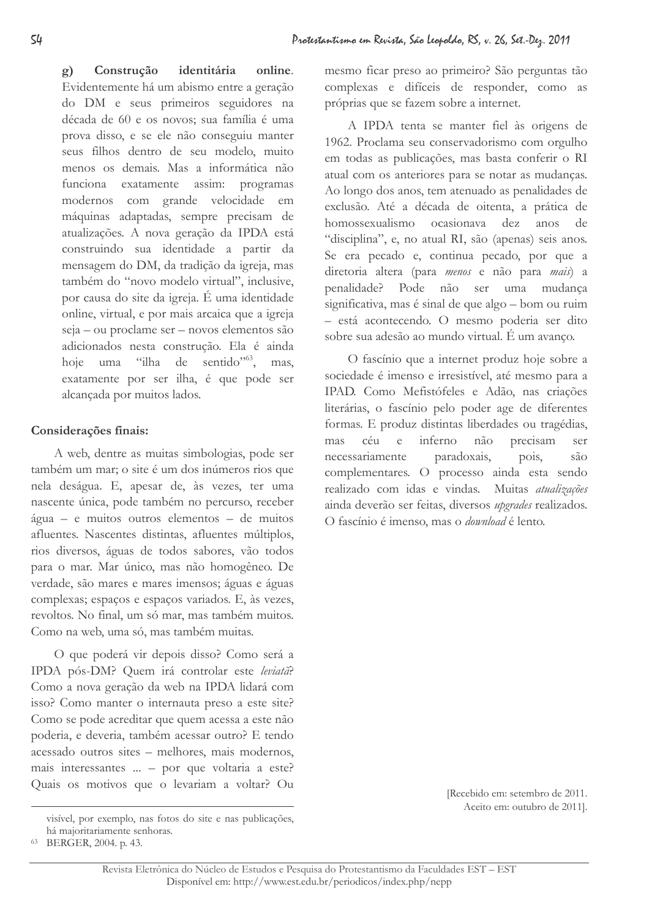**g) Construção identitária online**. Evidentemente há um abismo entre a geração do DM e seus primeiros seguidores na década de 60 e os novos; sua família é uma prova disso, e se ele não conseguiu manter seus filhos dentro de seu modelo, muito menos os demais. Mas a informática não funciona exatamente assim: programas modernos com grande velocidade em máquinas adaptadas, sempre precisam de atualizações. A nova geração da IPDA está construindo sua identidade a partir da mensagem do DM, da tradição da igreja, mas também do "novo modelo virtual", inclusive, por causa do site da igreja. É uma identidade online, virtual, e por mais arcaica que a igreja seja – ou proclame ser – novos elementos são adicionados nesta construção. Ela é ainda hoje uma "ilha de sentido"[63], mas, exatamente por ser ilha, é que pode ser alcançada por muitos lados.

**Considerações finais:**

A web, dentre as muitas simbologias, pode ser também um mar; o site é um dos inúmeros rios que nela deságua. E, apesar de, às vezes, ter uma nascente única, pode também no percurso, receber água – e muitos outros elementos – de muitos afluentes. Nascentes distintas, afluentes múltiplos, rios diversos, águas de todos sabores, vão todos para o mar. Mar único, mas não homogêneo. De verdade, são mares e mares imensos; águas e águas complexas; espaços e espaços variados. E, às vezes, revoltos. No final, um só mar, mas também muitos. Como na web, uma só, mas também muitas.

O que poderá vir depois disso? Como será a IPDA pós-DM? Quem irá controlar este *leviatã*? Como a nova geração da web na IPDA lidará com isso? Como manter o internauta preso a este site? Como se pode acreditar que quem acessa a este não poderia, e deveria, também acessar outro? E tendo acessado outros sites – melhores, mais modernos, mais interessantes ... – por que voltaria a este? Quais os motivos que o levariam a voltar? Ou mesmo ficar preso ao primeiro? São perguntas tão complexas e difíceis de responder, como as próprias que se fazem sobre a internet.

A IPDA tenta se manter fiel às origens de 1962. Proclama seu conservadorismo com orgulho em todas as publicações, mas basta conferir o RI atual com os anteriores para se notar as mudanças. Ao longo dos anos, tem atenuado as penalidades de exclusão. Até a década de oitenta, a prática de homossexualismo ocasionava dez anos de "disciplina", e, no atual RI, são (apenas) seis anos. Se era pecado e, continua pecado, por que a diretoria altera (para *menos* e não para *mais*) a penalidade? Pode não ser uma mudança significativa, mas é sinal de que algo – bom ou ruim – está acontecendo. O mesmo poderia ser dito sobre sua adesão ao mundo virtual. É um avanço.

O fascínio que a internet produz hoje sobre a sociedade é imenso e irresistível, até mesmo para a IPAD. Como Mefistófeles e Adão, nas criações literárias, o fascínio pelo poder age de diferentes formas. E produz distintas liberdades ou tragédias, mas céu e inferno não precisam ser necessariamente paradoxais, pois, são complementares. O processo ainda esta sendo realizado com idas e vindas. Muitas *atualizações* ainda deverão ser feitas, diversos *upgrades* realizados. O fascínio é imenso, mas o *download* é lento.

[Recebido em: setembro de 2011.
Aceito em: outubro de 2011].

---

visível, por exemplo, nas fotos do site e nas publicações, há majoritariamente senhoras.

[63] BERGER, 2004. p. 43.